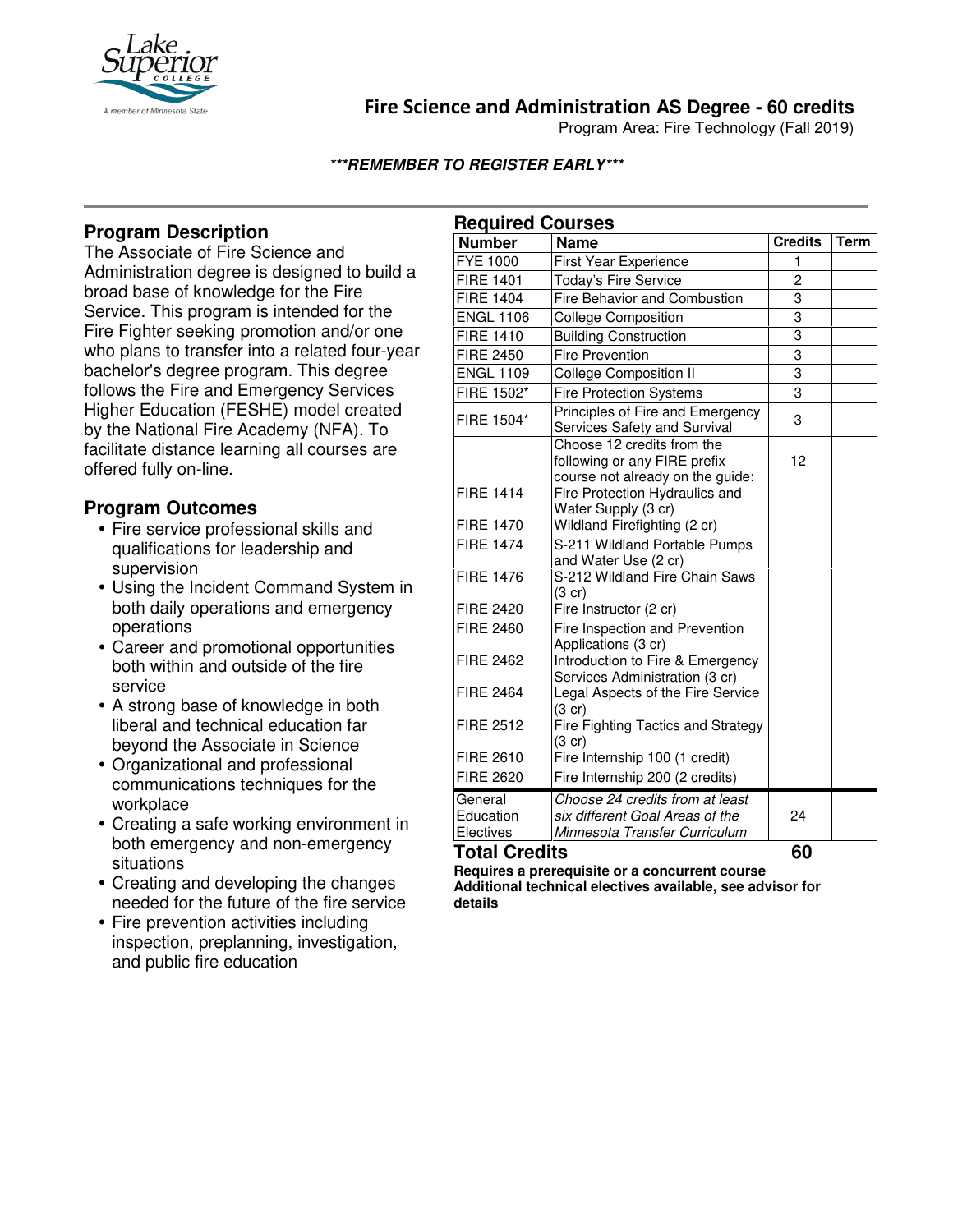# Fire Science and Administration AS Degree - 60 credits

Program Area: Fire Technology (Fall 2019)

***REMEMBER TO REGISTER EARLY***

## Program Description

The Associate of Fire Science and Administration degree is designed to build a broad base of knowledge for the Fire Service. This program is intended for the Fire Fighter seeking promotion and/or one who plans to transfer into a related four-year bachelor's degree program. This degree follows the Fire and Emergency Services Higher Education (FESHE) model created by the National Fire Academy (NFA). To facilitate distance learning all courses are offered fully on-line.

## Program Outcomes

- Fire service professional skills and qualifications for leadership and supervision
- Using the Incident Command System in both daily operations and emergency operations
- Career and promotional opportunities both within and outside of the fire service
- A strong base of knowledge in both liberal and technical education far beyond the Associate in Science
- Organizational and professional communications techniques for the workplace
- Creating a safe working environment in both emergency and non-emergency situations
- Creating and developing the changes needed for the future of the fire service
- Fire prevention activities including inspection, preplanning, investigation, and public fire education

## Required Courses

| Number | Name | Credits | Term |
|---|---|---|---|
| FYE 1000 | First Year Experience | 1 | |
| FIRE 1401 | Today's Fire Service | 2 | |
| FIRE 1404 | Fire Behavior and Combustion | 3 | |
| ENGL 1106 | College Composition | 3 | |
| FIRE 1410 | Building Construction | 3 | |
| FIRE 2450 | Fire Prevention | 3 | |
| ENGL 1109 | College Composition II | 3 | |
| FIRE 1502* | Fire Protection Systems | 3 | |
| FIRE 1504* | Principles of Fire and Emergency Services Safety and Survival | 3 | |
| | Choose 12 credits from the following or any FIRE prefix course not already on the guide: | 12 | |
| FIRE 1414 | Fire Protection Hydraulics and Water Supply (3 cr) | | |
| FIRE 1470 | Wildland Firefighting (2 cr) | | |
| FIRE 1474 | S-211 Wildland Portable Pumps and Water Use (2 cr) | | |
| FIRE 1476 | S-212 Wildland Fire Chain Saws (3 cr) | | |
| FIRE 2420 | Fire Instructor (2 cr) | | |
| FIRE 2460 | Fire Inspection and Prevention Applications (3 cr) | | |
| FIRE 2462 | Introduction to Fire & Emergency Services Administration (3 cr) | | |
| FIRE 2464 | Legal Aspects of the Fire Service (3 cr) | | |
| FIRE 2512 | Fire Fighting Tactics and Strategy (3 cr) | | |
| FIRE 2610 | Fire Internship 100 (1 credit) | | |
| FIRE 2620 | Fire Internship 200 (2 credits) | | |
| General Education Electives | *Choose 24 credits from at least six different Goal Areas of the Minnesota Transfer Curriculum* | 24 | |
| **Total Credits** | | **60** | |

**Requires a prerequisite or a concurrent course**

**Additional technical electives available, see advisor for details**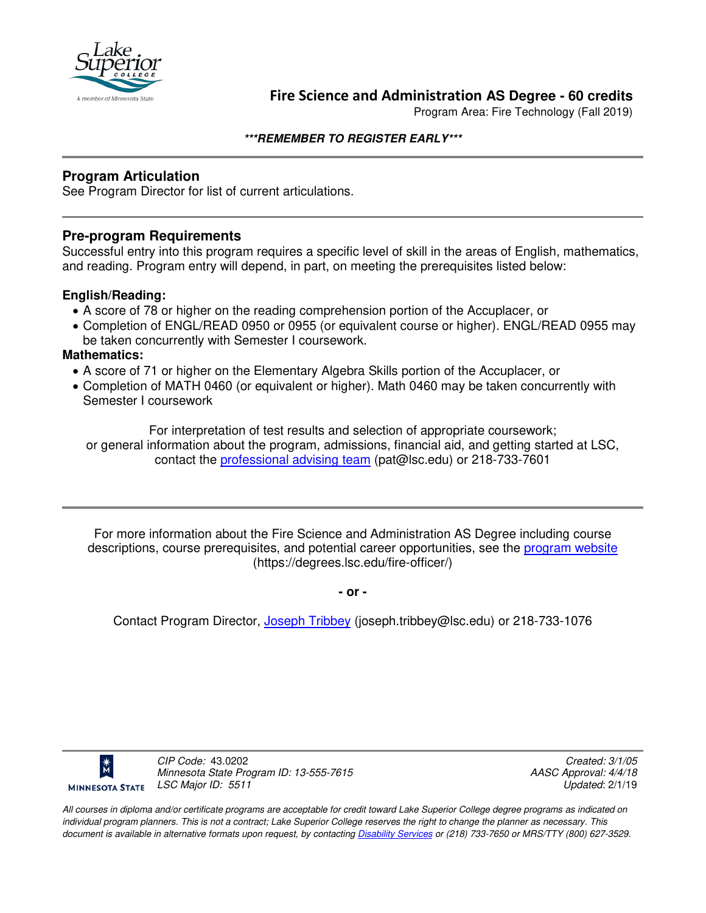# Fire Science and Administration AS Degree - 60 credits

Program Area: Fire Technology (Fall 2019)

***REMEMBER TO REGISTER EARLY***

## Program Articulation

See Program Director for list of current articulations.

## Pre-program Requirements

Successful entry into this program requires a specific level of skill in the areas of English, mathematics, and reading. Program entry will depend, in part, on meeting the prerequisites listed below:

**English/Reading:**

- A score of 78 or higher on the reading comprehension portion of the Accuplacer, or
- Completion of ENGL/READ 0950 or 0955 (or equivalent course or higher). ENGL/READ 0955 may be taken concurrently with Semester I coursework.

**Mathematics:**

- A score of 71 or higher on the Elementary Algebra Skills portion of the Accuplacer, or
- Completion of MATH 0460 (or equivalent or higher). Math 0460 may be taken concurrently with Semester I coursework

For interpretation of test results and selection of appropriate coursework; or general information about the program, admissions, financial aid, and getting started at LSC, contact the professional advising team (pat@lsc.edu) or 218-733-7601

For more information about the Fire Science and Administration AS Degree including course descriptions, course prerequisites, and potential career opportunities, see the program website (https://degrees.lsc.edu/fire-officer/)

**- or -**

Contact Program Director, Joseph Tribbey (joseph.tribbey@lsc.edu) or 218-733-1076

*CIP Code:* 43.0202
*Minnesota State Program ID: 13-555-7615*
*LSC Major ID: 5511*

*Created: 3/1/05*
*AASC Approval: 4/4/18*
*Updated: 2/1/19*

*All courses in diploma and/or certificate programs are acceptable for credit toward Lake Superior College degree programs as indicated on individual program planners. This is not a contract; Lake Superior College reserves the right to change the planner as necessary. This document is available in alternative formats upon request, by contacting Disability Services or (218) 733-7650 or MRS/TTY (800) 627-3529.*